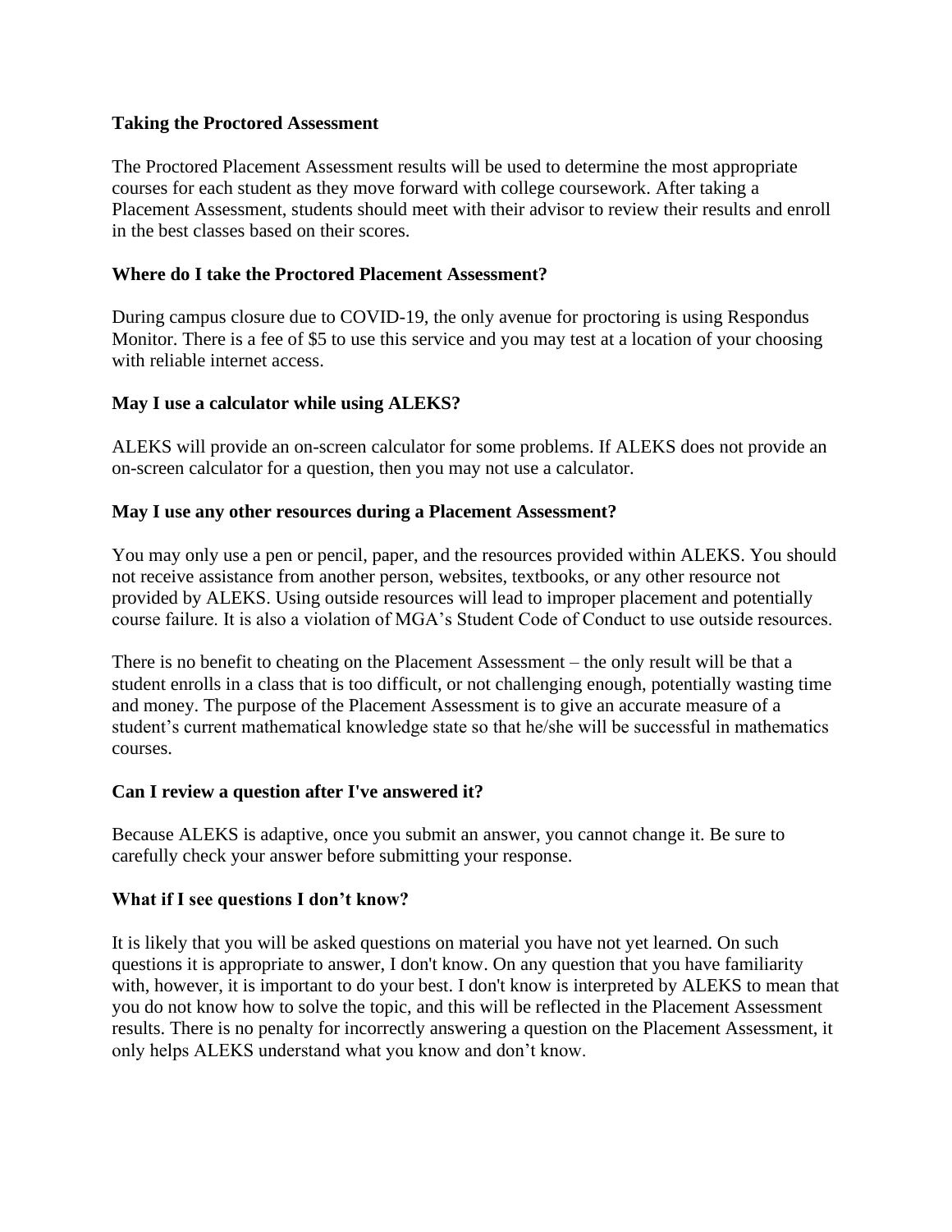**Taking the Proctored Assessment**

The Proctored Placement Assessment results will be used to determine the most appropriate courses for each student as they move forward with college coursework. After taking a Placement Assessment, students should meet with their advisor to review their results and enroll in the best classes based on their scores.

**Where do I take the Proctored Placement Assessment?**

During campus closure due to COVID-19, the only avenue for proctoring is using Respondus Monitor. There is a fee of $5 to use this service and you may test at a location of your choosing with reliable internet access.

**May I use a calculator while using ALEKS?**

ALEKS will provide an on-screen calculator for some problems. If ALEKS does not provide an on-screen calculator for a question, then you may not use a calculator.

**May I use any other resources during a Placement Assessment?**

You may only use a pen or pencil, paper, and the resources provided within ALEKS. You should not receive assistance from another person, websites, textbooks, or any other resource not provided by ALEKS. Using outside resources will lead to improper placement and potentially course failure. It is also a violation of MGA's Student Code of Conduct to use outside resources.

There is no benefit to cheating on the Placement Assessment – the only result will be that a student enrolls in a class that is too difficult, or not challenging enough, potentially wasting time and money. The purpose of the Placement Assessment is to give an accurate measure of a student's current mathematical knowledge state so that he/she will be successful in mathematics courses.

**Can I review a question after I've answered it?**

Because ALEKS is adaptive, once you submit an answer, you cannot change it. Be sure to carefully check your answer before submitting your response.

**What if I see questions I don't know?**

It is likely that you will be asked questions on material you have not yet learned. On such questions it is appropriate to answer, I don't know. On any question that you have familiarity with, however, it is important to do your best. I don't know is interpreted by ALEKS to mean that you do not know how to solve the topic, and this will be reflected in the Placement Assessment results. There is no penalty for incorrectly answering a question on the Placement Assessment, it only helps ALEKS understand what you know and don't know.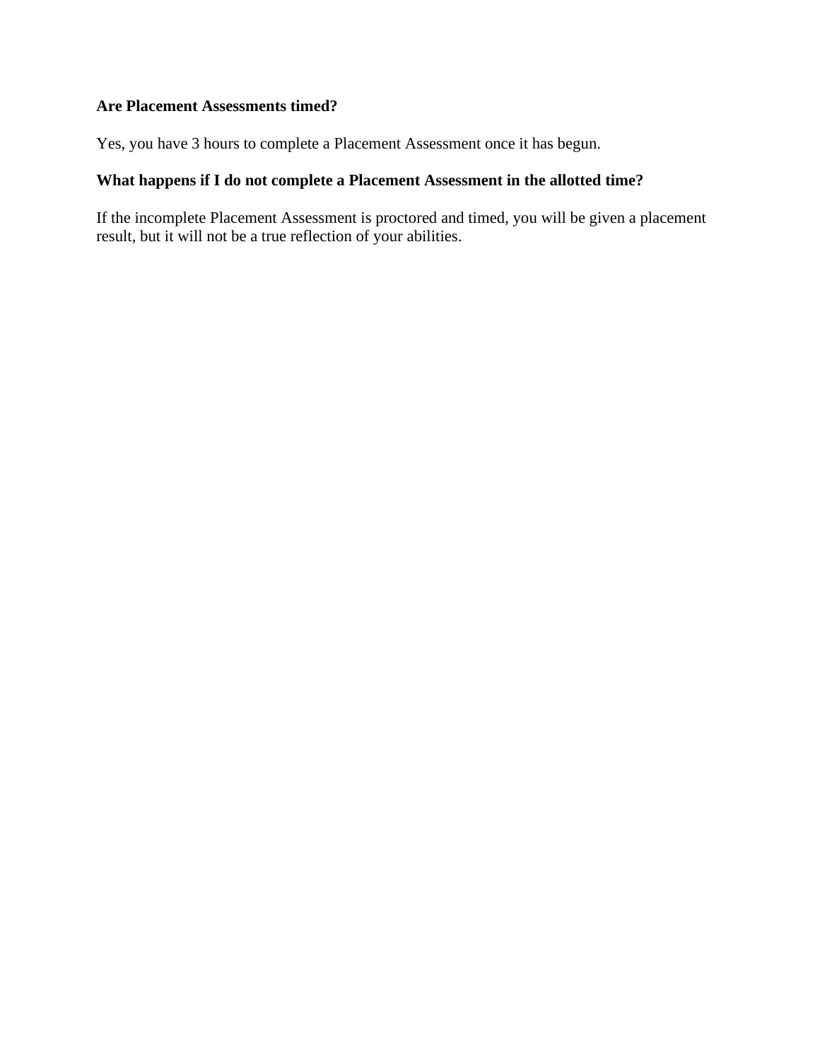**Are Placement Assessments timed?**

Yes, you have 3 hours to complete a Placement Assessment once it has begun.

**What happens if I do not complete a Placement Assessment in the allotted time?**

If the incomplete Placement Assessment is proctored and timed, you will be given a placement result, but it will not be a true reflection of your abilities.